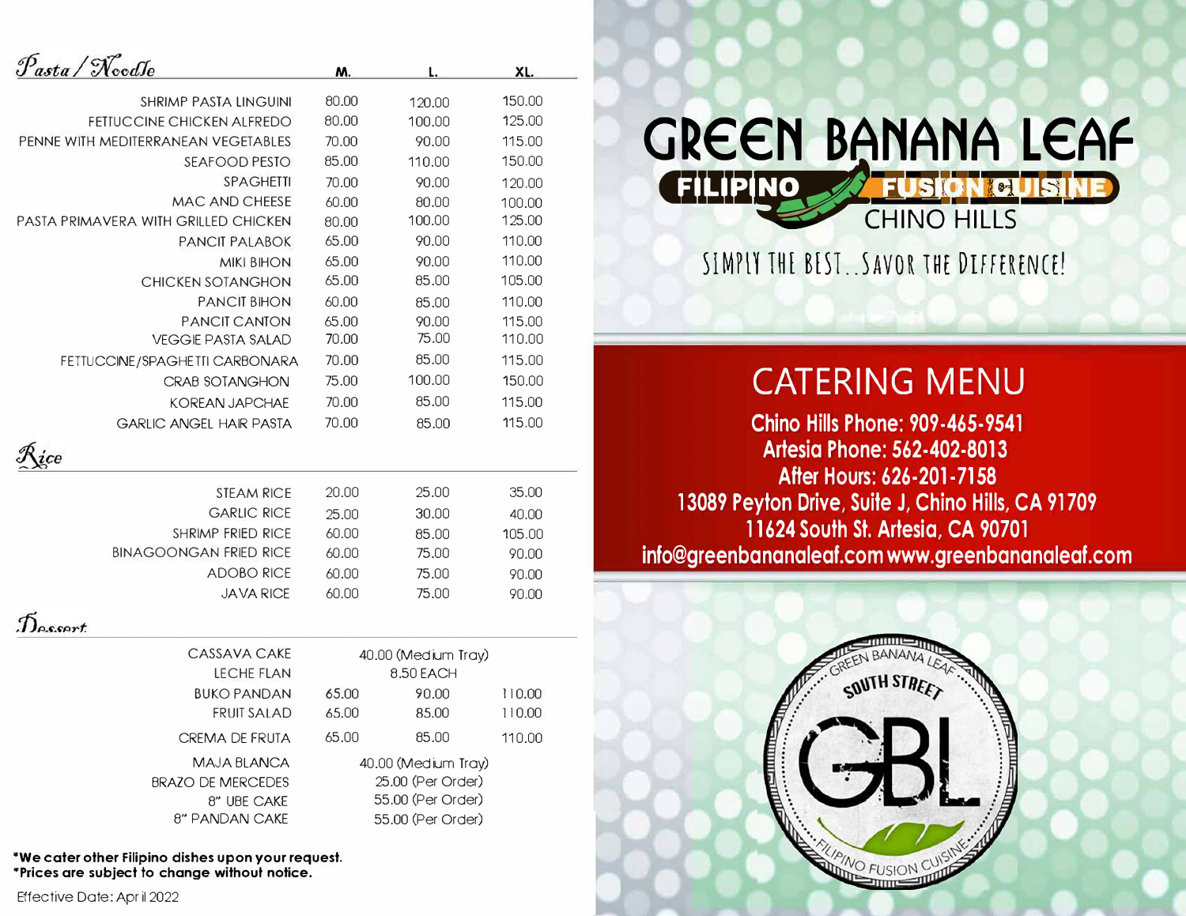## Pasta / Noodle

| | M. | L. | XL. |
|---|---|---|---|
| SHRIMP PASTA LINGUINI | 80.00 | 120.00 | 150.00 |
| FETTUCCINE CHICKEN ALFREDO | 80.00 | 100.00 | 125.00 |
| PENNE WITH MEDITERRANEAN VEGETABLES | 70.00 | 90.00 | 115.00 |
| SEAFOOD PESTO | 85.00 | 110.00 | 150.00 |
| SPAGHETTI | 70.00 | 90.00 | 120.00 |
| MAC AND CHEESE | 60.00 | 80.00 | 100.00 |
| PASTA PRIMAVERA WITH GRILLED CHICKEN | 80.00 | 100.00 | 125.00 |
| PANCIT PALABOK | 65.00 | 90.00 | 110.00 |
| MIKI BIHON | 65.00 | 90.00 | 110.00 |
| CHICKEN SOTANGHON | 65.00 | 85.00 | 105.00 |
| PANCIT BIHON | 60.00 | 85.00 | 110.00 |
| PANCIT CANTON | 65.00 | 90.00 | 115.00 |
| VEGGIE PASTA SALAD | 70.00 | 75.00 | 110.00 |
| FETTUCCINE/SPAGHETTI CARBONARA | 70.00 | 85.00 | 115.00 |
| CRAB SOTANGHON | 75.00 | 100.00 | 150.00 |
| KOREAN JAPCHAE | 70.00 | 85.00 | 115.00 |
| GARLIC ANGEL HAIR PASTA | 70.00 | 85.00 | 115.00 |

## Rice

| | M. | L. | XL. |
|---|---|---|---|
| STEAM RICE | 20.00 | 25.00 | 35.00 |
| GARLIC RICE | 25.00 | 30.00 | 40.00 |
| SHRIMP FRIED RICE | 60.00 | 85.00 | 105.00 |
| BINAGOONGAN FRIED RICE | 60.00 | 75.00 | 90.00 |
| ADOBO RICE | 60.00 | 75.00 | 90.00 |
| JAVA RICE | 60.00 | 75.00 | 90.00 |

## Dessert

| | M. | L. | XL. |
|---|---|---|---|
| CASSAVA CAKE | | 40.00 (Medium Tray) | |
| LECHE FLAN | | 8.50 EACH | |
| BUKO PANDAN | 65.00 | 90.00 | 110.00 |
| FRUIT SALAD | 65.00 | 85.00 | 110.00 |
| CREMA DE FRUTA | 65.00 | 85.00 | 110.00 |
| MAJA BLANCA | | 40.00 (Medium Tray) | |
| BRAZO DE MERCEDES | | 25.00 (Per Order) | |
| 8" UBE CAKE | | 55.00 (Per Order) | |
| 8" PANDAN CAKE | | 55.00 (Per Order) | |

**\*We cater other Filipino dishes upon your request.**
**\*Prices are subject to change without notice.**

Effective Date: April 2022

# GREEN BANANA LEAF

**FILIPINO FUSION CUISINE**

CHINO HILLS

SIMPLY THE BEST...SAVOR THE DIFFERENCE!

## CATERING MENU

**Chino Hills Phone: 909-465-9541**
**Artesia Phone: 562-402-8013**
**After Hours: 626-201-7158**
**13089 Peyton Drive, Suite J, Chino Hills, CA 91709**
**11624 South St. Artesia, CA 90701**
**info@greenbananaleaf.com www.greenbananaleaf.com**

GREEN BANANA LEAF SOUTH STREET GBL FILIPINO FUSION CUISINE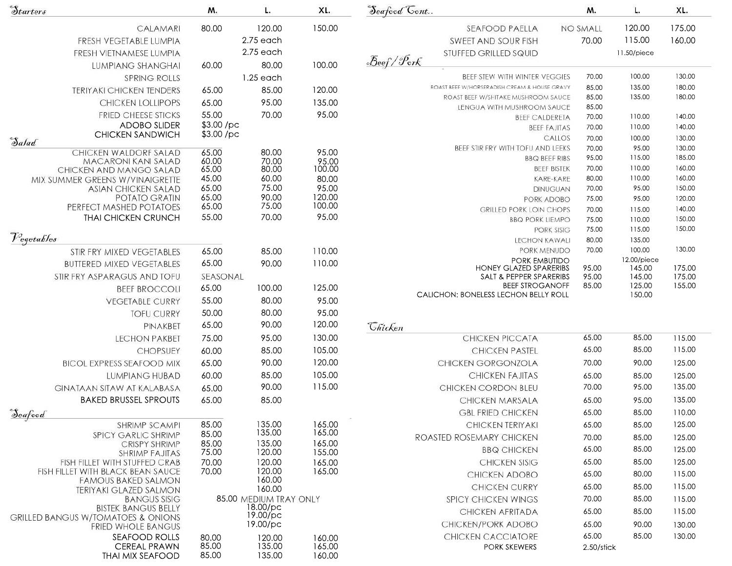## Starters

| | M. | L. | XL. |
|---|---|---|---|
| CALAMARI | 80.00 | 120.00 | 150.00 |
| FRESH VEGETABLE LUMPIA | | 2.75 each | |
| FRESH VIETNAMESE LUMPIA | | 2.75 each | |
| LUMPIANG SHANGHAI | 60.00 | 80.00 | 100.00 |
| SPRING ROLLS | | 1.25 each | |
| TERIYAKI CHICKEN TENDERS | 65.00 | 85.00 | 120.00 |
| CHICKEN LOLLIPOPS | 65.00 | 95.00 | 135.00 |
| FRIED CHEESE STICKS | 55.00 | 70.00 | 95.00 |
| ADOBO SLIDER | $3.00 /pc | | |
| CHICKEN SANDWICH | $3.00 /pc | | |

## Salad

| | M. | L. | XL. |
|---|---|---|---|
| CHICKEN WALDORF SALAD | 65.00 | 80.00 | 95.00 |
| MACARONI KANI SALAD | 60.00 | 70.00 | 95.00 |
| CHICKEN AND MANGO SALAD | 65.00 | 80.00 | 100.00 |
| MIX SUMMER GREENS W/VINAIGRETTE | 45.00 | 60.00 | 80.00 |
| ASIAN CHICKEN SALAD | 65.00 | 75.00 | 95.00 |
| POTATO GRATIN | 65.00 | 90.00 | 120.00 |
| PERFECT MASHED POTATOES | 65.00 | 75.00 | 100.00 |
| THAI CHICKEN CRUNCH | 55.00 | 70.00 | 95.00 |

## Vegetables

| | M. | L. | XL. |
|---|---|---|---|
| STIR FRY MIXED VEGETABLES | 65.00 | 85.00 | 110.00 |
| BUTTERED MIXED VEGETABLES | 65.00 | 90.00 | 110.00 |
| STIR FRY ASPARAGUS AND TOFU | SEASONAL | | |
| BEEF BROCCOLI | 65.00 | 100.00 | 125.00 |
| VEGETABLE CURRY | 55.00 | 80.00 | 95.00 |
| TOFU CURRY | 50.00 | 80.00 | 95.00 |
| PINAKBET | 65.00 | 90.00 | 120.00 |
| LECHON PAKBET | 75.00 | 95.00 | 130.00 |
| CHOPSUEY | 60.00 | 85.00 | 105.00 |
| BICOL EXPRESS SEAFOOD MIX | 65.00 | 90.00 | 120.00 |
| LUMPIANG HUBAD | 60.00 | 85.00 | 105.00 |
| GINATAAN SITAW AT KALABASA | 65.00 | 90.00 | 115.00 |
| BAKED BRUSSEL SPROUTS | 65.00 | 85.00 | |

## Seafood

| | M. | L. | XL. |
|---|---|---|---|
| SHRIMP SCAMPI | 85.00 | 135.00 | 165.00 |
| SPICY GARLIC SHRIMP | 85.00 | 135.00 | 165.00 |
| CRISPY SHRIMP | 85.00 | 135.00 | 165.00 |
| SHRIMP FAJITAS | 75.00 | 120.00 | 155.00 |
| FISH FILLET WITH STUFFED CRAB | 70.00 | 120.00 | 165.00 |
| FISH FILLET WITH BLACK BEAN SAUCE | 70.00 | 120.00 | 165.00 |
| FAMOUS BAKED SALMON | | 160.00 | |
| TERIYAKI GLAZED SALMON | | 160.00 | |
| BANGUS SISIG | 85.00 MEDIUM TRAY ONLY | | |
| BISTEK BANGUS BELLY | | 18.00/pc | |
| GRILLED BANGUS W/TOMATOES & ONIONS | | 19.00/pc | |
| FRIED WHOLE BANGUS | | 19.00/pc | |
| SEAFOOD ROLLS | 80.00 | 120.00 | 160.00 |
| CEREAL PRAWN | 85.00 | 135.00 | 165.00 |
| THAI MIX SEAFOOD | 85.00 | 135.00 | 160.00 |

## Seafood Cont..

| | M. | L. | XL. |
|---|---|---|---|
| SEAFOOD PAELLA | NO SMALL | 120.00 | 175.00 |
| SWEET AND SOUR FISH | 70.00 | 115.00 | 160.00 |
| STUFFED GRILLED SQUID | | 11.50/piece | |

## Beef / Pork

| | M. | L. | XL. |
|---|---|---|---|
| BEEF STEW WITH WINTER VEGGIES | 70.00 | 100.00 | 130.00 |
| ROAST BEEF W/HORSERADISH CREAM & HOUSE GRAVY | 85.00 | 135.00 | 180.00 |
| ROAST BEEF W/SHITAKE MUSHROOM SAUCE | 85.00 | 135.00 | 180.00 |
| LENGUA WITH MUSHROOM SAUCE | 85.00 | | |
| BEEF CALDERETA | 70.00 | 110.00 | 140.00 |
| BEEF FAJITAS | 70.00 | 110.00 | 140.00 |
| CALLOS | 70.00 | 100.00 | 130.00 |
| BEEF STIR FRY WITH TOFU AND LEEKS | 70.00 | 95.00 | 130.00 |
| BBQ BEEF RIBS | 95.00 | 115.00 | 185.00 |
| BEEF BISTEK | 70.00 | 110.00 | 160.00 |
| KARE-KARE | 80.00 | 110.00 | 160.00 |
| DINUGUAN | 70.00 | 95.00 | 150.00 |
| PORK ADOBO | 75.00 | 95.00 | 120.00 |
| GRILLED PORK LOIN CHOPS | 70.00 | 115.00 | 140.00 |
| BBQ PORK LIEMPO | 75.00 | 110.00 | 150.00 |
| PORK SISIG | 75.00 | 115.00 | 150.00 |
| LECHON KAWALI | 80.00 | 135.00 | |
| PORK MENUDO | 70.00 | 100.00 | 130.00 |
| PORK EMBUTIDO | | 12.00/piece | |
| HONEY GLAZED SPARERIBS | 95.00 | 145.00 | 175.00 |
| SALT & PEPPER SPARERIBS | 95.00 | 145.00 | 175.00 |
| BEEF STROGANOFF | 85.00 | 125.00 | 155.00 |
| CALICHON: BONELESS LECHON BELLY ROLL | | 150.00 | |

## Chicken

| | M. | L. | XL. |
|---|---|---|---|
| CHICKEN PICCATA | 65.00 | 85.00 | 115.00 |
| CHICKEN PASTEL | 65.00 | 85.00 | 115.00 |
| CHICKEN GORGONZOLA | 70.00 | 90.00 | 125.00 |
| CHICKEN FAJITAS | 65.00 | 85.00 | 125.00 |
| CHICKEN CORDON BLEU | 70.00 | 95.00 | 135.00 |
| CHICKEN MARSALA | 65.00 | 95.00 | 135.00 |
| GBL FRIED CHICKEN | 65.00 | 85.00 | 110.00 |
| CHICKEN TERIYAKI | 65.00 | 85.00 | 125.00 |
| ROASTED ROSEMARY CHICKEN | 70.00 | 85.00 | 125.00 |
| BBQ CHICKEN | 65.00 | 85.00 | 125.00 |
| CHICKEN SISIG | 65.00 | 85.00 | 125.00 |
| CHICKEN ADOBO | 65.00 | 80.00 | 115.00 |
| CHICKEN CURRY | 65.00 | 85.00 | 115.00 |
| SPICY CHICKEN WINGS | 70.00 | 85.00 | 115.00 |
| CHICKEN AFRITADA | 65.00 | 85.00 | 115.00 |
| CHICKEN/PORK ADOBO | 65.00 | 90.00 | 130.00 |
| CHICKEN CACCIATORE | 65.00 | 85.00 | 130.00 |
| PORK SKEWERS | 2.50/stick | | |